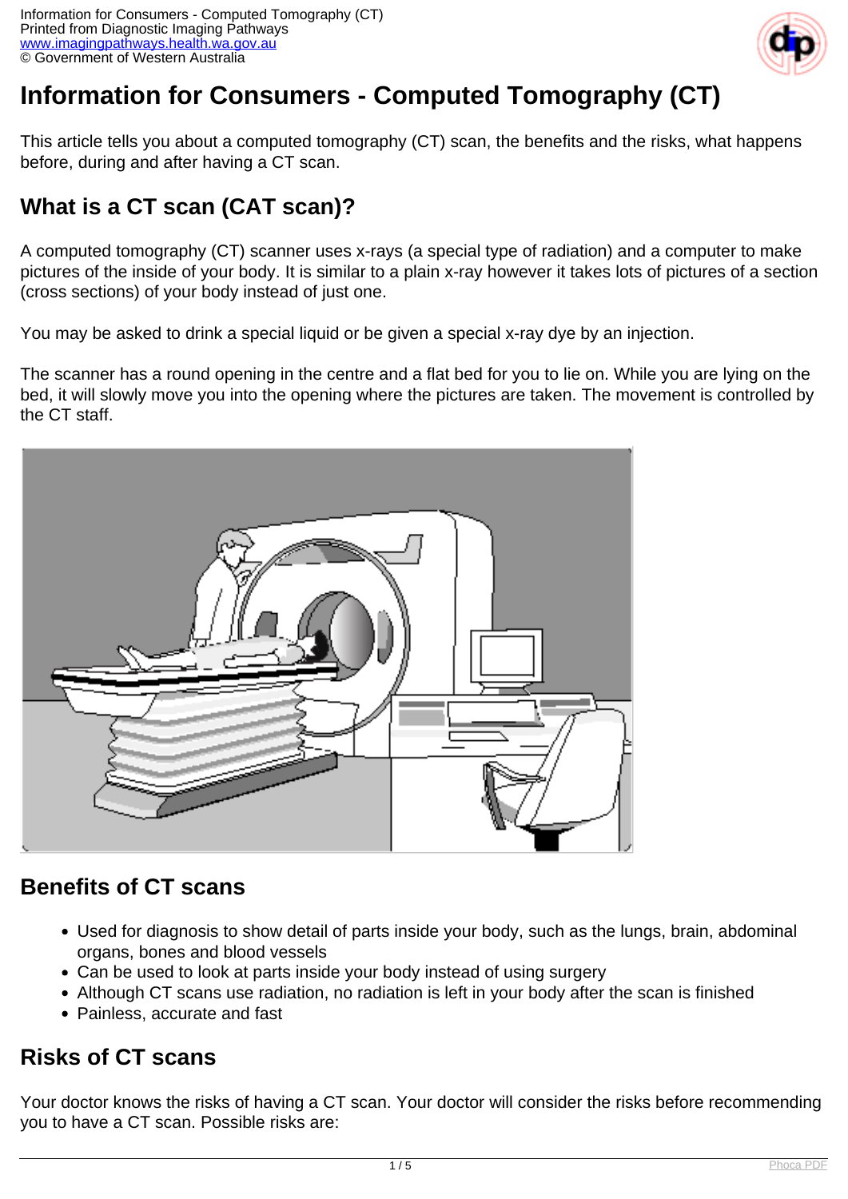# Information for Consumers - Computed Tomography (CT)

This article tells you about a computed tomography (CT) scan, the benefits and the risks, what happens before, during and after having a CT scan.

## What is a CT scan (CAT scan)?

A computed tomography (CT) scanner uses x-rays (a special type of radiation) and a computer to make pictures of the inside of your body. It is similar to a plain x-ray however it takes lots of pictures of a section (cross sections) of your body instead of just one.

You may be asked to drink a special liquid or be given a special x-ray dye by an injection.

The scanner has a round opening in the centre and a flat bed for you to lie on. While you are lying on the bed, it will slowly move you into the opening where the pictures are taken. The movement is controlled by the CT staff.

## Benefits of CT scans

- Used for diagnosis to show detail of parts inside your body, such as the lungs, brain, abdominal organs, bones and blood vessels
- Can be used to look at parts inside your body instead of using surgery
- Although CT scans use radiation, no radiation is left in your body after the scan is finished
- Painless, accurate and fast

## Risks of CT scans

Your doctor knows the risks of having a CT scan. Your doctor will consider the risks before recommending you to have a CT scan. Possible risks are: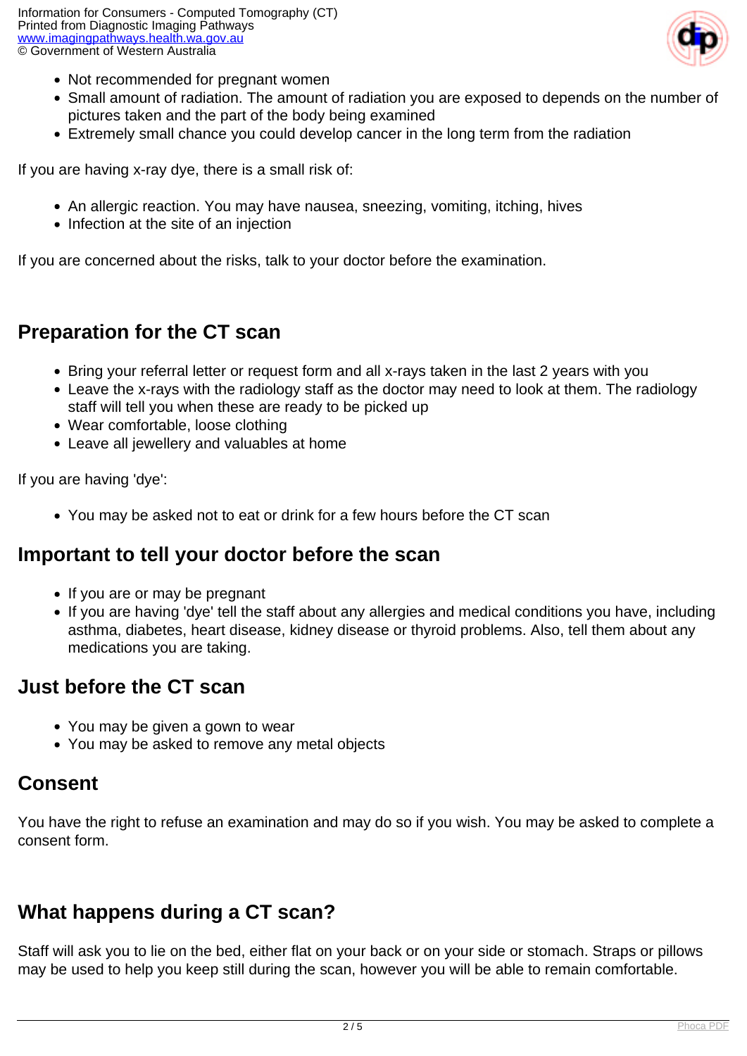- Not recommended for pregnant women
- Small amount of radiation. The amount of radiation you are exposed to depends on the number of pictures taken and the part of the body being examined
- Extremely small chance you could develop cancer in the long term from the radiation

If you are having x-ray dye, there is a small risk of:

- An allergic reaction. You may have nausea, sneezing, vomiting, itching, hives
- Infection at the site of an injection

If you are concerned about the risks, talk to your doctor before the examination.

## Preparation for the CT scan

- Bring your referral letter or request form and all x-rays taken in the last 2 years with you
- Leave the x-rays with the radiology staff as the doctor may need to look at them. The radiology staff will tell you when these are ready to be picked up
- Wear comfortable, loose clothing
- Leave all jewellery and valuables at home

If you are having 'dye':

- You may be asked not to eat or drink for a few hours before the CT scan

## Important to tell your doctor before the scan

- If you are or may be pregnant
- If you are having 'dye' tell the staff about any allergies and medical conditions you have, including asthma, diabetes, heart disease, kidney disease or thyroid problems. Also, tell them about any medications you are taking.

## Just before the CT scan

- You may be given a gown to wear
- You may be asked to remove any metal objects

## Consent

You have the right to refuse an examination and may do so if you wish. You may be asked to complete a consent form.

## What happens during a CT scan?

Staff will ask you to lie on the bed, either flat on your back or on your side or stomach. Straps or pillows may be used to help you keep still during the scan, however you will be able to remain comfortable.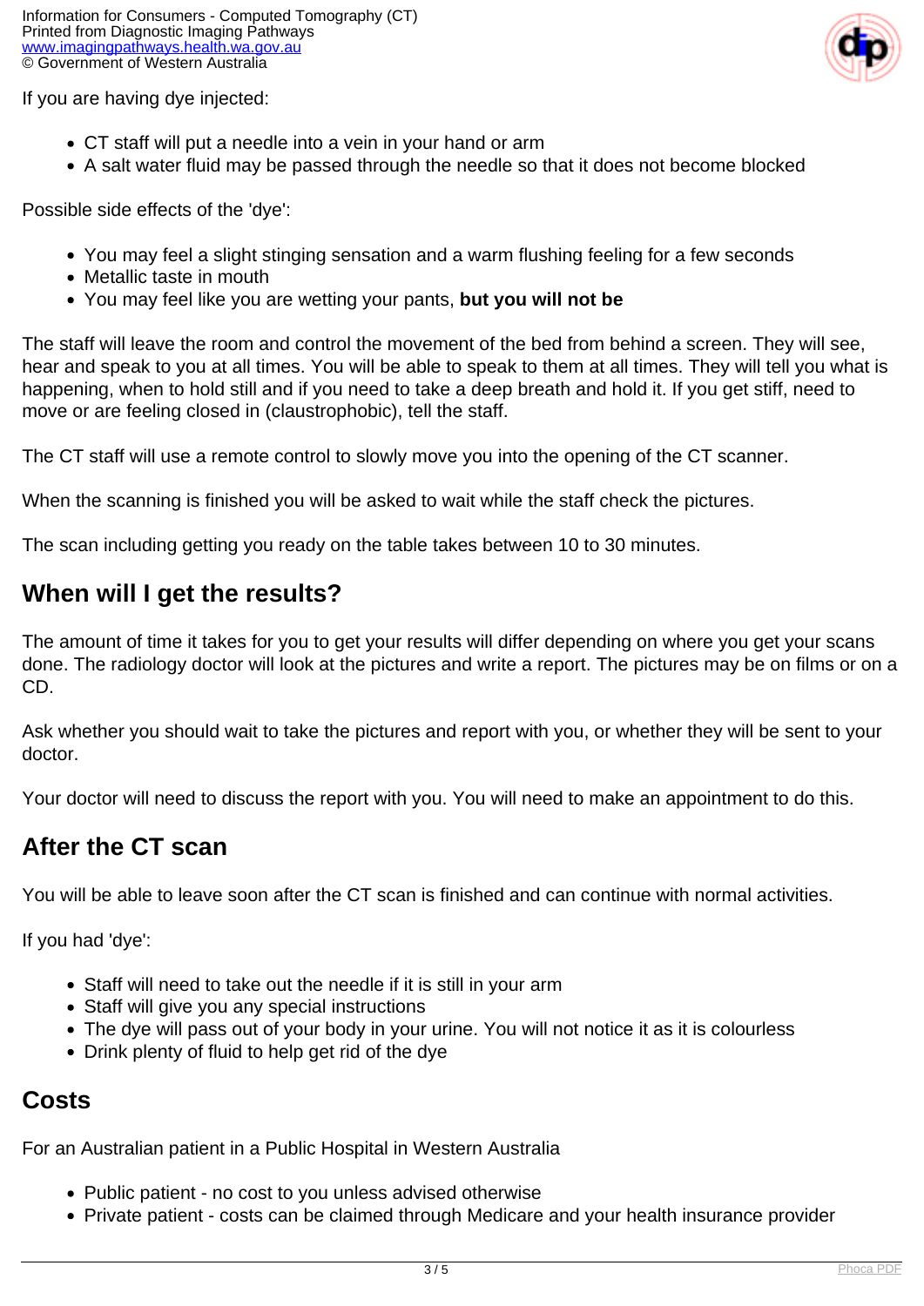If you are having dye injected:

- CT staff will put a needle into a vein in your hand or arm
- A salt water fluid may be passed through the needle so that it does not become blocked

Possible side effects of the 'dye':

- You may feel a slight stinging sensation and a warm flushing feeling for a few seconds
- Metallic taste in mouth
- You may feel like you are wetting your pants, **but you will not be**

The staff will leave the room and control the movement of the bed from behind a screen. They will see, hear and speak to you at all times. You will be able to speak to them at all times. They will tell you what is happening, when to hold still and if you need to take a deep breath and hold it. If you get stiff, need to move or are feeling closed in (claustrophobic), tell the staff.

The CT staff will use a remote control to slowly move you into the opening of the CT scanner.

When the scanning is finished you will be asked to wait while the staff check the pictures.

The scan including getting you ready on the table takes between 10 to 30 minutes.

## When will I get the results?

The amount of time it takes for you to get your results will differ depending on where you get your scans done. The radiology doctor will look at the pictures and write a report. The pictures may be on films or on a CD.

Ask whether you should wait to take the pictures and report with you, or whether they will be sent to your doctor.

Your doctor will need to discuss the report with you. You will need to make an appointment to do this.

## After the CT scan

You will be able to leave soon after the CT scan is finished and can continue with normal activities.

If you had 'dye':

- Staff will need to take out the needle if it is still in your arm
- Staff will give you any special instructions
- The dye will pass out of your body in your urine. You will not notice it as it is colourless
- Drink plenty of fluid to help get rid of the dye

## Costs

For an Australian patient in a Public Hospital in Western Australia

- Public patient - no cost to you unless advised otherwise
- Private patient - costs can be claimed through Medicare and your health insurance provider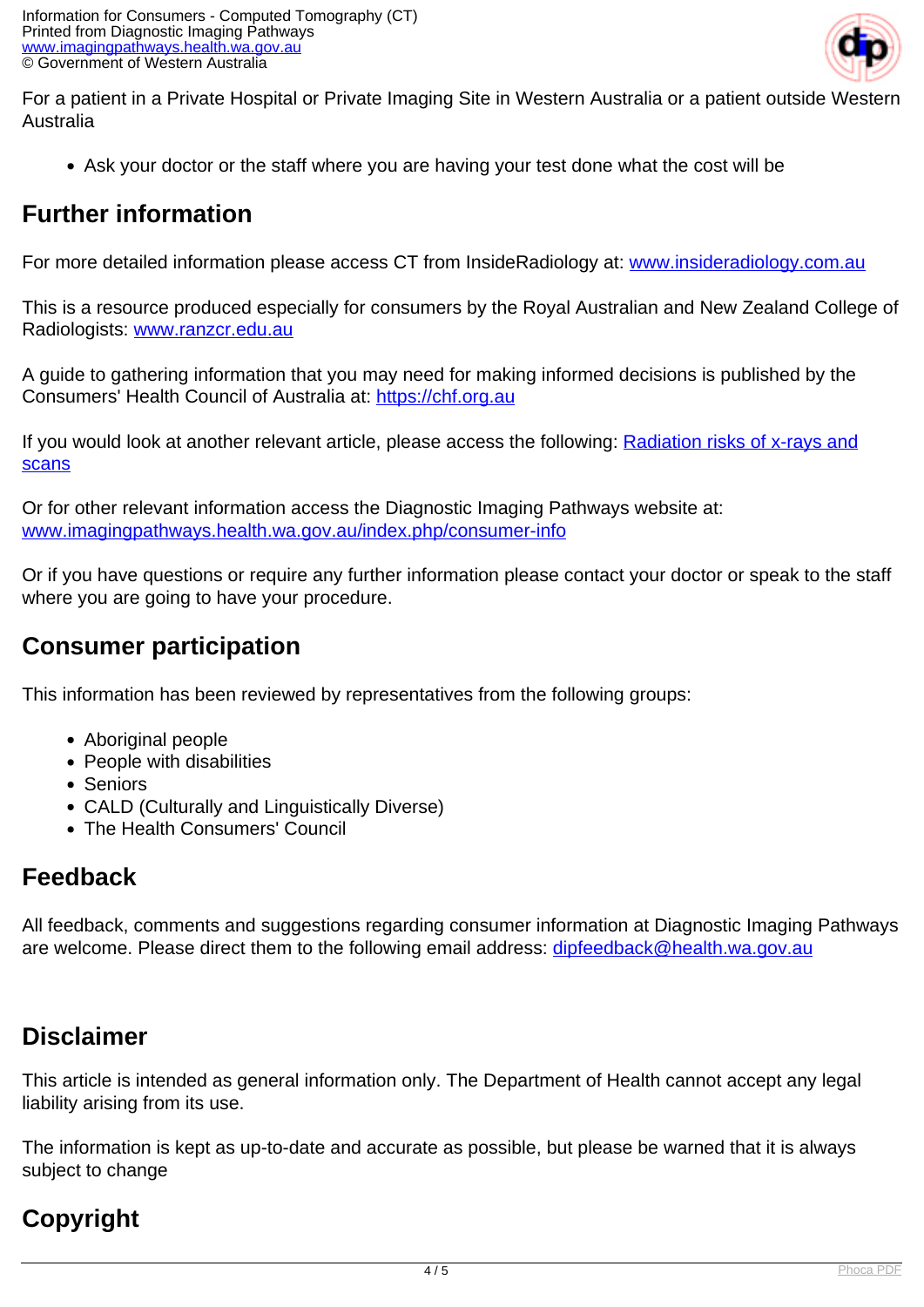For a patient in a Private Hospital or Private Imaging Site in Western Australia or a patient outside Western Australia

- Ask your doctor or the staff where you are having your test done what the cost will be

## Further information

For more detailed information please access CT from InsideRadiology at: [www.insideradiology.com.au](www.insideradiology.com.au)

This is a resource produced especially for consumers by the Royal Australian and New Zealand College of Radiologists: [www.ranzcr.edu.au](www.ranzcr.edu.au)

A guide to gathering information that you may need for making informed decisions is published by the Consumers' Health Council of Australia at: [https://chf.org.au](https://chf.org.au)

If you would look at another relevant article, please access the following: Radiation risks of x-rays and scans

Or for other relevant information access the Diagnostic Imaging Pathways website at: [www.imagingpathways.health.wa.gov.au/index.php/consumer-info](www.imagingpathways.health.wa.gov.au/index.php/consumer-info)

Or if you have questions or require any further information please contact your doctor or speak to the staff where you are going to have your procedure.

## Consumer participation

This information has been reviewed by representatives from the following groups:

- Aboriginal people
- People with disabilities
- Seniors
- CALD (Culturally and Linguistically Diverse)
- The Health Consumers' Council

## Feedback

All feedback, comments and suggestions regarding consumer information at Diagnostic Imaging Pathways are welcome. Please direct them to the following email address: dipfeedback@health.wa.gov.au

## Disclaimer

This article is intended as general information only. The Department of Health cannot accept any legal liability arising from its use.

The information is kept as up-to-date and accurate as possible, but please be warned that it is always subject to change

## Copyright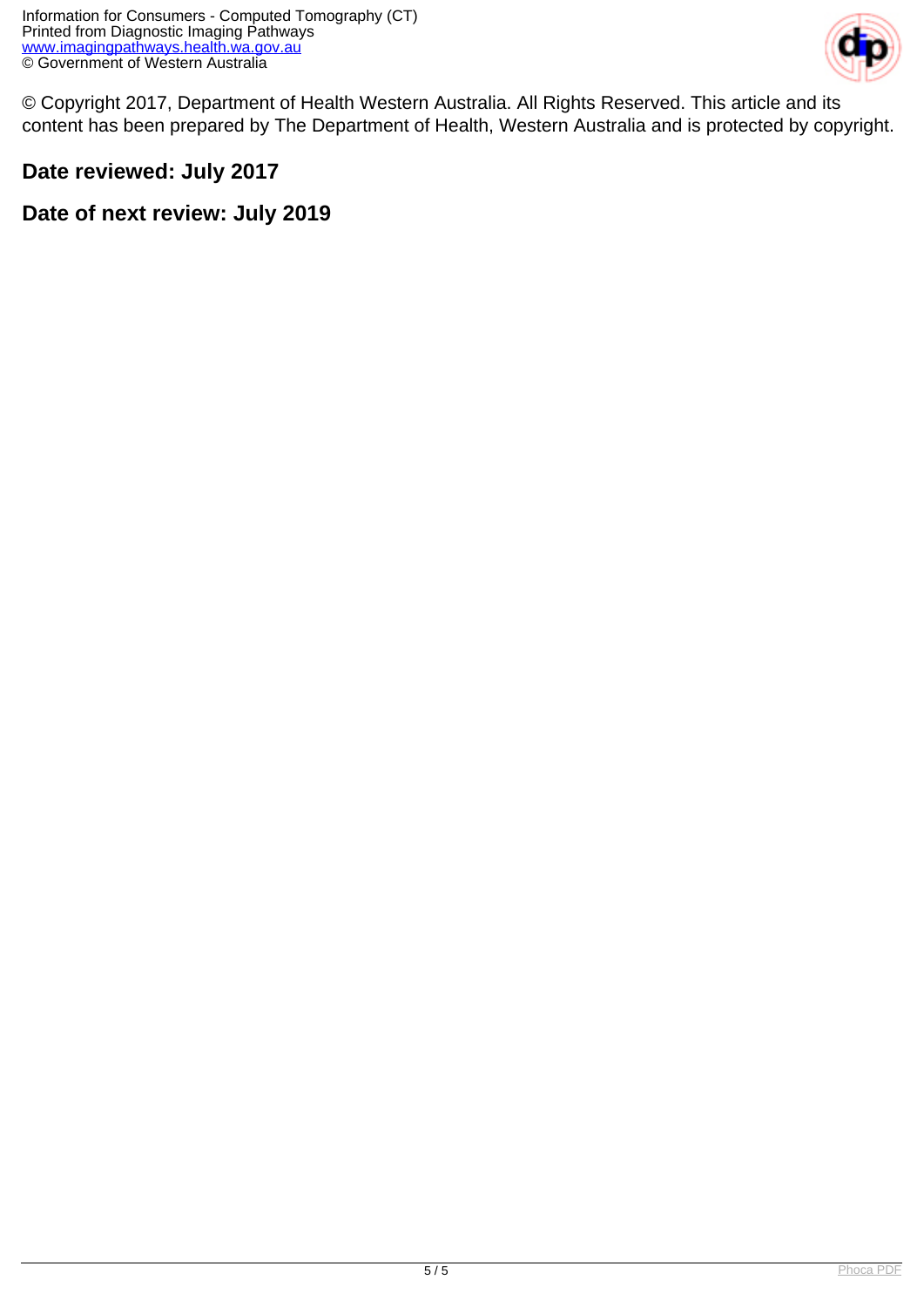© Copyright 2017, Department of Health Western Australia. All Rights Reserved. This article and its content has been prepared by The Department of Health, Western Australia and is protected by copyright.

**Date reviewed: July 2017**

**Date of next review: July 2019**